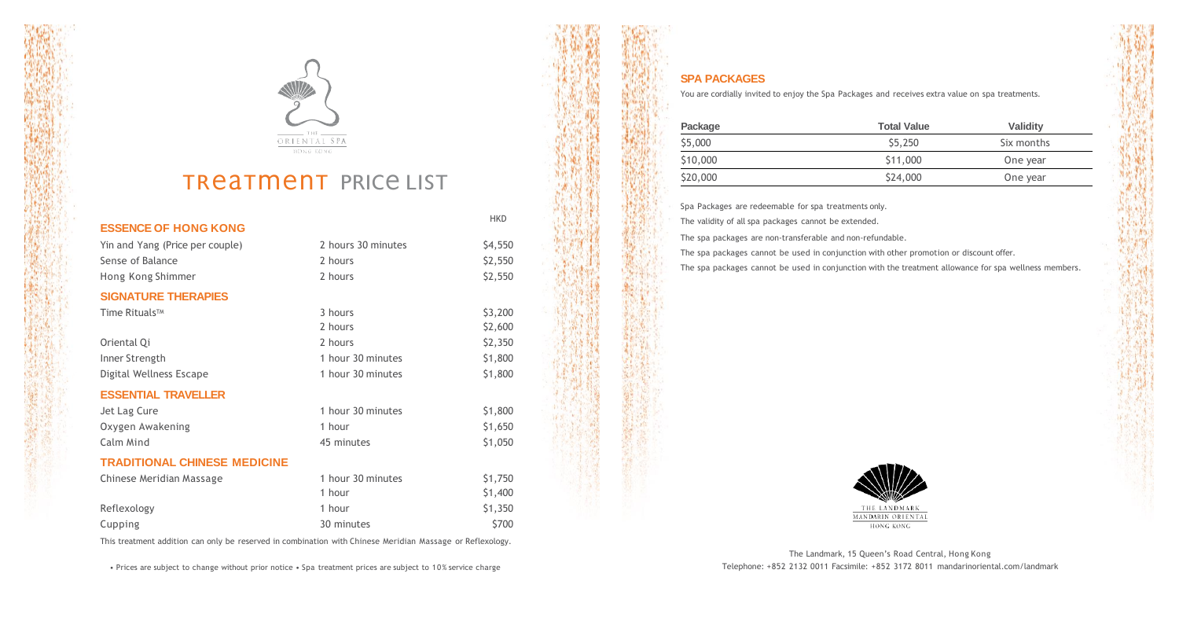THE ORIENTAL SPA
HONG KONG

# Treatment PRICE LIST

## ESSENCE OF HONG KONG

| | | HKD |
|---|---|---|
| Yin and Yang (Price per couple) | 2 hours 30 minutes | $4,550 |
| Sense of Balance | 2 hours | $2,550 |
| Hong Kong Shimmer | 2 hours | $2,550 |

## SIGNATURE THERAPIES

| | | |
|---|---|---|
| Time Rituals™ | 3 hours | $3,200 |
| | 2 hours | $2,600 |
| Oriental Qi | 2 hours | $2,350 |
| Inner Strength | 1 hour 30 minutes | $1,800 |
| Digital Wellness Escape | 1 hour 30 minutes | $1,800 |

## ESSENTIAL TRAVELLER

| | | |
|---|---|---|
| Jet Lag Cure | 1 hour 30 minutes | $1,800 |
| Oxygen Awakening | 1 hour | $1,650 |
| Calm Mind | 45 minutes | $1,050 |

## TRADITIONAL CHINESE MEDICINE

| | | |
|---|---|---|
| Chinese Meridian Massage | 1 hour 30 minutes | $1,750 |
| | 1 hour | $1,400 |
| Reflexology | 1 hour | $1,350 |
| Cupping | 30 minutes | $700 |

This treatment addition can only be reserved in combination with Chinese Meridian Massage or Reflexology.

• Prices are subject to change without prior notice • Spa treatment prices are subject to 10% service charge

## SPA PACKAGES

You are cordially invited to enjoy the Spa Packages and receives extra value on spa treatments.

| Package | Total Value | Validity |
|---|---|---|
| $5,000 | $5,250 | Six months |
| $10,000 | $11,000 | One year |
| $20,000 | $24,000 | One year |

Spa Packages are redeemable for spa treatments only.

The validity of all spa packages cannot be extended.

The spa packages are non-transferable and non-refundable.

The spa packages cannot be used in conjunction with other promotion or discount offer.

The spa packages cannot be used in conjunction with the treatment allowance for spa wellness members.

THE LANDMARK
MANDARIN ORIENTAL
HONG KONG

The Landmark, 15 Queen's Road Central, Hong Kong
Telephone: +852 2132 0011 Facsimile: +852 3172 8011 mandarinoriental.com/landmark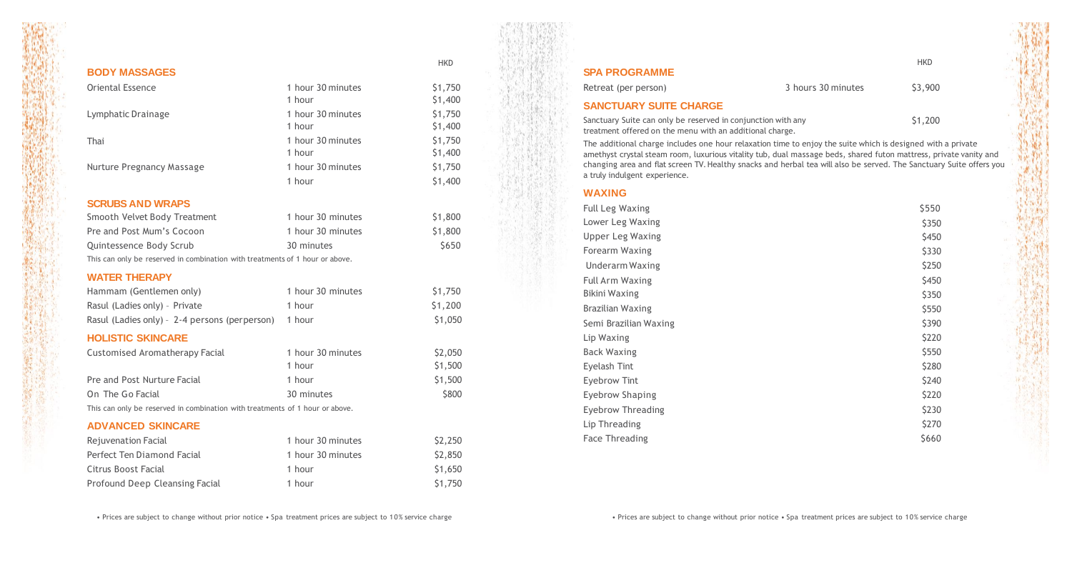HKD

## BODY MASSAGES

| | | |
|---|---|---|
| Oriental Essence | 1 hour 30 minutes | $1,750 |
| | 1 hour | $1,400 |
| Lymphatic Drainage | 1 hour 30 minutes | $1,750 |
| | 1 hour | $1,400 |
| Thai | 1 hour 30 minutes | $1,750 |
| | 1 hour | $1,400 |
| Nurture Pregnancy Massage | 1 hour 30 minutes | $1,750 |
| | 1 hour | $1,400 |

## SCRUBS AND WRAPS

| | | |
|---|---|---|
| Smooth Velvet Body Treatment | 1 hour 30 minutes | $1,800 |
| Pre and Post Mum's Cocoon | 1 hour 30 minutes | $1,800 |
| Quintessence Body Scrub | 30 minutes | $650 |

This can only be reserved in combination with treatments of 1 hour or above.

## WATER THERAPY

| | | |
|---|---|---|
| Hammam (Gentlemen only) | 1 hour 30 minutes | $1,750 |
| Rasul (Ladies only) - Private | 1 hour | $1,200 |
| Rasul (Ladies only) - 2-4 persons (perperson) | 1 hour | $1,050 |

## HOLISTIC SKINCARE

| | | |
|---|---|---|
| Customised Aromatherapy Facial | 1 hour 30 minutes | $2,050 |
| | 1 hour | $1,500 |
| Pre and Post Nurture Facial | 1 hour | $1,500 |
| On The Go Facial | 30 minutes | $800 |

This can only be reserved in combination with treatments of 1 hour or above.

## ADVANCED SKINCARE

| | | |
|---|---|---|
| Rejuvenation Facial | 1 hour 30 minutes | $2,250 |
| Perfect Ten Diamond Facial | 1 hour 30 minutes | $2,850 |
| Citrus Boost Facial | 1 hour | $1,650 |
| Profound Deep Cleansing Facial | 1 hour | $1,750 |

• Prices are subject to change without prior notice • Spa treatment prices are subject to 10% service charge

HKD

## SPA PROGRAMME

| | | |
|---|---|---|
| Retreat (per person) | 3 hours 30 minutes | $3,900 |

## SANCTUARY SUITE CHARGE

Sanctuary Suite can only be reserved in conjunction with any treatment offered on the menu with an additional charge. — $1,200

The additional charge includes one hour relaxation time to enjoy the suite which is designed with a private amethyst crystal steam room, luxurious vitality tub, dual massage beds, shared futon mattress, private vanity and changing area and flat screen TV. Healthy snacks and herbal tea will also be served. The Sanctuary Suite offers you a truly indulgent experience.

## WAXING

| | |
|---|---|
| Full Leg Waxing | $550 |
| Lower Leg Waxing | $350 |
| Upper Leg Waxing | $450 |
| Forearm Waxing | $330 |
| Underarm Waxing | $250 |
| Full Arm Waxing | $450 |
| Bikini Waxing | $350 |
| Brazilian Waxing | $550 |
| Semi Brazilian Waxing | $390 |
| Lip Waxing | $220 |
| Back Waxing | $550 |
| Eyelash Tint | $280 |
| Eyebrow Tint | $240 |
| Eyebrow Shaping | $220 |
| Eyebrow Threading | $230 |
| Lip Threading | $270 |
| Face Threading | $660 |

• Prices are subject to change without prior notice • Spa treatment prices are subject to 10% service charge